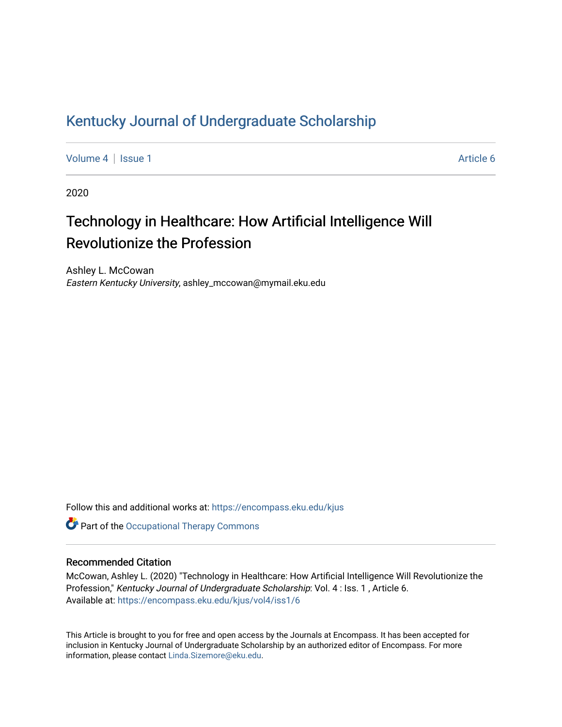# Kentucky Journal of Undergraduate Scholarship

Volume 4 | Issue 1 Article 6

2020

## Technology in Healthcare: How Artificial Intelligence Will Revolutionize the Profession

Ashley L. McCowan
*Eastern Kentucky University*, ashley_mccowan@mymail.eku.edu

Follow this and additional works at: https://encompass.eku.edu/kjus

Part of the Occupational Therapy Commons

### Recommended Citation

McCowan, Ashley L. (2020) "Technology in Healthcare: How Artificial Intelligence Will Revolutionize the Profession," *Kentucky Journal of Undergraduate Scholarship*: Vol. 4 : Iss. 1 , Article 6.
Available at: https://encompass.eku.edu/kjus/vol4/iss1/6

This Article is brought to you for free and open access by the Journals at Encompass. It has been accepted for inclusion in Kentucky Journal of Undergraduate Scholarship by an authorized editor of Encompass. For more information, please contact Linda.Sizemore@eku.edu.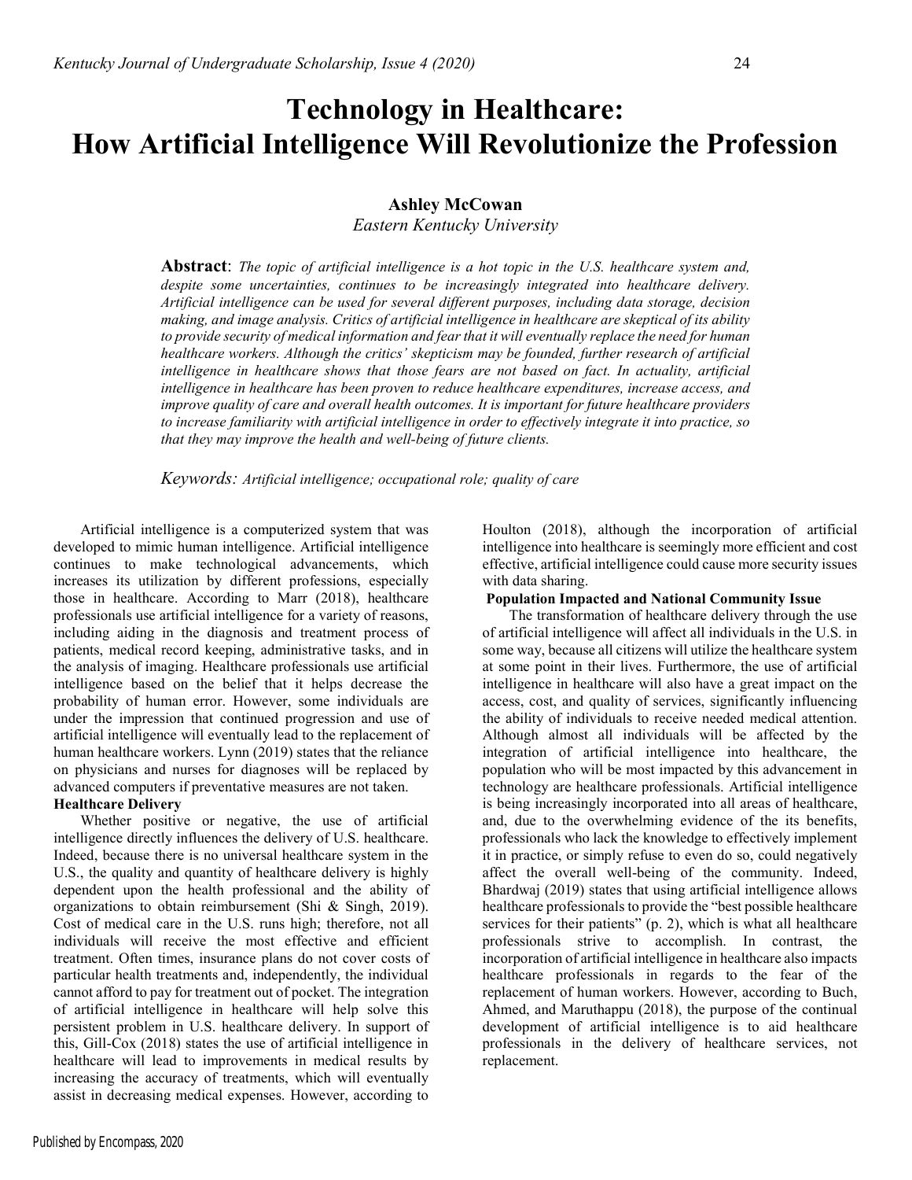# Technology in Healthcare: How Artificial Intelligence Will Revolutionize the Profession

**Ashley McCowan**
*Eastern Kentucky University*

**Abstract**: *The topic of artificial intelligence is a hot topic in the U.S. healthcare system and, despite some uncertainties, continues to be increasingly integrated into healthcare delivery. Artificial intelligence can be used for several different purposes, including data storage, decision making, and image analysis. Critics of artificial intelligence in healthcare are skeptical of its ability to provide security of medical information and fear that it will eventually replace the need for human healthcare workers. Although the critics' skepticism may be founded, further research of artificial intelligence in healthcare shows that those fears are not based on fact. In actuality, artificial intelligence in healthcare has been proven to reduce healthcare expenditures, increase access, and improve quality of care and overall health outcomes. It is important for future healthcare providers to increase familiarity with artificial intelligence in order to effectively integrate it into practice, so that they may improve the health and well-being of future clients.*

*Keywords: Artificial intelligence; occupational role; quality of care*

Artificial intelligence is a computerized system that was developed to mimic human intelligence. Artificial intelligence continues to make technological advancements, which increases its utilization by different professions, especially those in healthcare. According to Marr (2018), healthcare professionals use artificial intelligence for a variety of reasons, including aiding in the diagnosis and treatment process of patients, medical record keeping, administrative tasks, and in the analysis of imaging. Healthcare professionals use artificial intelligence based on the belief that it helps decrease the probability of human error. However, some individuals are under the impression that continued progression and use of artificial intelligence will eventually lead to the replacement of human healthcare workers. Lynn (2019) states that the reliance on physicians and nurses for diagnoses will be replaced by advanced computers if preventative measures are not taken.

**Healthcare Delivery**

Whether positive or negative, the use of artificial intelligence directly influences the delivery of U.S. healthcare. Indeed, because there is no universal healthcare system in the U.S., the quality and quantity of healthcare delivery is highly dependent upon the health professional and the ability of organizations to obtain reimbursement (Shi & Singh, 2019). Cost of medical care in the U.S. runs high; therefore, not all individuals will receive the most effective and efficient treatment. Often times, insurance plans do not cover costs of particular health treatments and, independently, the individual cannot afford to pay for treatment out of pocket. The integration of artificial intelligence in healthcare will help solve this persistent problem in U.S. healthcare delivery. In support of this, Gill-Cox (2018) states the use of artificial intelligence in healthcare will lead to improvements in medical results by increasing the accuracy of treatments, which will eventually assist in decreasing medical expenses. However, according to Houlton (2018), although the incorporation of artificial intelligence into healthcare is seemingly more efficient and cost effective, artificial intelligence could cause more security issues with data sharing.

**Population Impacted and National Community Issue**

The transformation of healthcare delivery through the use of artificial intelligence will affect all individuals in the U.S. in some way, because all citizens will utilize the healthcare system at some point in their lives. Furthermore, the use of artificial intelligence in healthcare will also have a great impact on the access, cost, and quality of services, significantly influencing the ability of individuals to receive needed medical attention. Although almost all individuals will be affected by the integration of artificial intelligence into healthcare, the population who will be most impacted by this advancement in technology are healthcare professionals. Artificial intelligence is being increasingly incorporated into all areas of healthcare, and, due to the overwhelming evidence of the its benefits, professionals who lack the knowledge to effectively implement it in practice, or simply refuse to even do so, could negatively affect the overall well-being of the community. Indeed, Bhardwaj (2019) states that using artificial intelligence allows healthcare professionals to provide the "best possible healthcare services for their patients" (p. 2), which is what all healthcare professionals strive to accomplish. In contrast, the incorporation of artificial intelligence in healthcare also impacts healthcare professionals in regards to the fear of the replacement of human workers. However, according to Buch, Ahmed, and Maruthappu (2018), the purpose of the continual development of artificial intelligence is to aid healthcare professionals in the delivery of healthcare services, not replacement.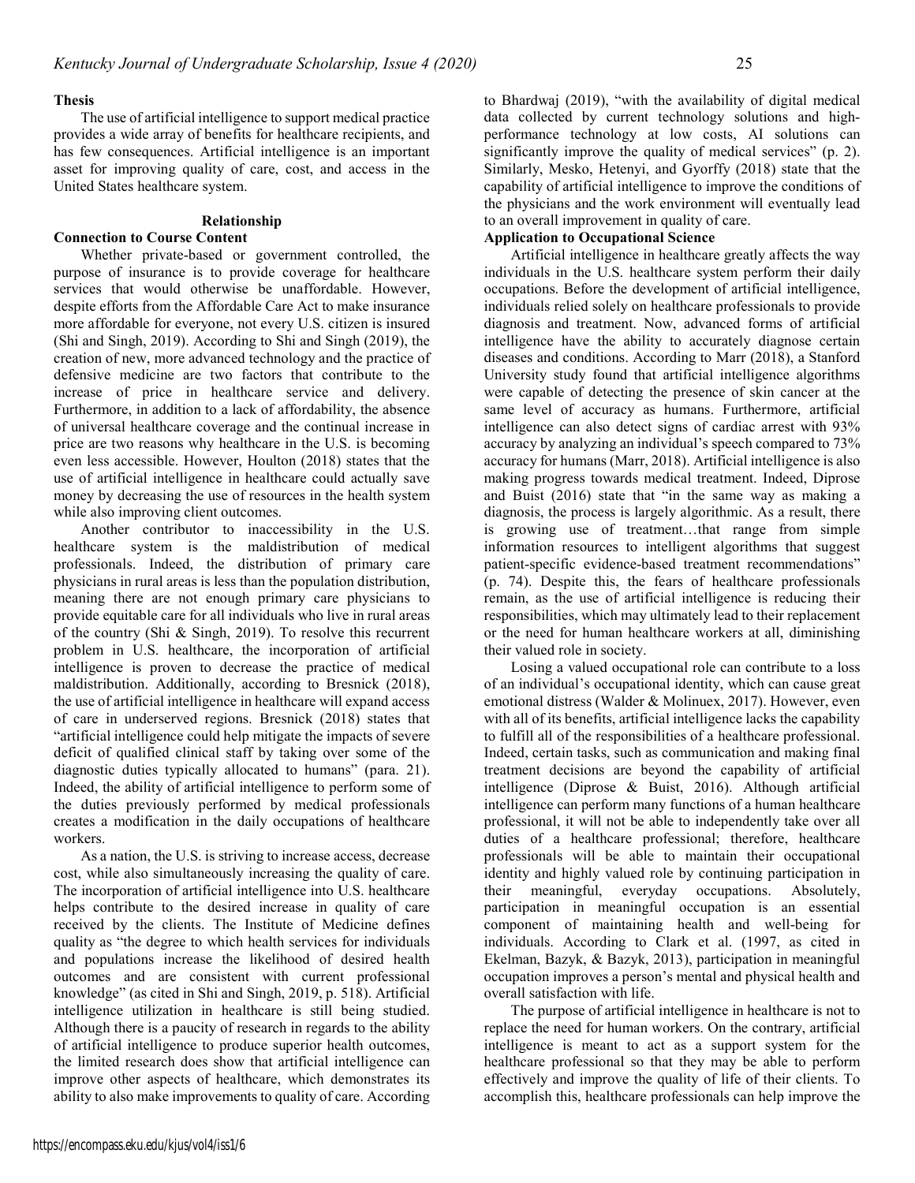### Thesis

The use of artificial intelligence to support medical practice provides a wide array of benefits for healthcare recipients, and has few consequences. Artificial intelligence is an important asset for improving quality of care, cost, and access in the United States healthcare system.

## Relationship

### Connection to Course Content

Whether private-based or government controlled, the purpose of insurance is to provide coverage for healthcare services that would otherwise be unaffordable. However, despite efforts from the Affordable Care Act to make insurance more affordable for everyone, not every U.S. citizen is insured (Shi and Singh, 2019). According to Shi and Singh (2019), the creation of new, more advanced technology and the practice of defensive medicine are two factors that contribute to the increase of price in healthcare service and delivery. Furthermore, in addition to a lack of affordability, the absence of universal healthcare coverage and the continual increase in price are two reasons why healthcare in the U.S. is becoming even less accessible. However, Houlton (2018) states that the use of artificial intelligence in healthcare could actually save money by decreasing the use of resources in the health system while also improving client outcomes.

Another contributor to inaccessibility in the U.S. healthcare system is the maldistribution of medical professionals. Indeed, the distribution of primary care physicians in rural areas is less than the population distribution, meaning there are not enough primary care physicians to provide equitable care for all individuals who live in rural areas of the country (Shi & Singh, 2019). To resolve this recurrent problem in U.S. healthcare, the incorporation of artificial intelligence is proven to decrease the practice of medical maldistribution. Additionally, according to Bresnick (2018), the use of artificial intelligence in healthcare will expand access of care in underserved regions. Bresnick (2018) states that "artificial intelligence could help mitigate the impacts of severe deficit of qualified clinical staff by taking over some of the diagnostic duties typically allocated to humans" (para. 21). Indeed, the ability of artificial intelligence to perform some of the duties previously performed by medical professionals creates a modification in the daily occupations of healthcare workers.

As a nation, the U.S. is striving to increase access, decrease cost, while also simultaneously increasing the quality of care. The incorporation of artificial intelligence into U.S. healthcare helps contribute to the desired increase in quality of care received by the clients. The Institute of Medicine defines quality as "the degree to which health services for individuals and populations increase the likelihood of desired health outcomes and are consistent with current professional knowledge" (as cited in Shi and Singh, 2019, p. 518). Artificial intelligence utilization in healthcare is still being studied. Although there is a paucity of research in regards to the ability of artificial intelligence to produce superior health outcomes, the limited research does show that artificial intelligence can improve other aspects of healthcare, which demonstrates its ability to also make improvements to quality of care. According to Bhardwaj (2019), "with the availability of digital medical data collected by current technology solutions and high-performance technology at low costs, AI solutions can significantly improve the quality of medical services" (p. 2). Similarly, Mesko, Hetenyi, and Gyorffy (2018) state that the capability of artificial intelligence to improve the conditions of the physicians and the work environment will eventually lead to an overall improvement in quality of care.

### Application to Occupational Science

Artificial intelligence in healthcare greatly affects the way individuals in the U.S. healthcare system perform their daily occupations. Before the development of artificial intelligence, individuals relied solely on healthcare professionals to provide diagnosis and treatment. Now, advanced forms of artificial intelligence have the ability to accurately diagnose certain diseases and conditions. According to Marr (2018), a Stanford University study found that artificial intelligence algorithms were capable of detecting the presence of skin cancer at the same level of accuracy as humans. Furthermore, artificial intelligence can also detect signs of cardiac arrest with 93% accuracy by analyzing an individual's speech compared to 73% accuracy for humans (Marr, 2018). Artificial intelligence is also making progress towards medical treatment. Indeed, Diprose and Buist (2016) state that "in the same way as making a diagnosis, the process is largely algorithmic. As a result, there is growing use of treatment…that range from simple information resources to intelligent algorithms that suggest patient-specific evidence-based treatment recommendations" (p. 74). Despite this, the fears of healthcare professionals remain, as the use of artificial intelligence is reducing their responsibilities, which may ultimately lead to their replacement or the need for human healthcare workers at all, diminishing their valued role in society.

Losing a valued occupational role can contribute to a loss of an individual's occupational identity, which can cause great emotional distress (Walder & Molinuex, 2017). However, even with all of its benefits, artificial intelligence lacks the capability to fulfill all of the responsibilities of a healthcare professional. Indeed, certain tasks, such as communication and making final treatment decisions are beyond the capability of artificial intelligence (Diprose & Buist, 2016). Although artificial intelligence can perform many functions of a human healthcare professional, it will not be able to independently take over all duties of a healthcare professional; therefore, healthcare professionals will be able to maintain their occupational identity and highly valued role by continuing participation in their meaningful, everyday occupations. Absolutely, participation in meaningful occupation is an essential component of maintaining health and well-being for individuals. According to Clark et al. (1997, as cited in Ekelman, Bazyk, & Bazyk, 2013), participation in meaningful occupation improves a person's mental and physical health and overall satisfaction with life.

The purpose of artificial intelligence in healthcare is not to replace the need for human workers. On the contrary, artificial intelligence is meant to act as a support system for the healthcare professional so that they may be able to perform effectively and improve the quality of life of their clients. To accomplish this, healthcare professionals can help improve the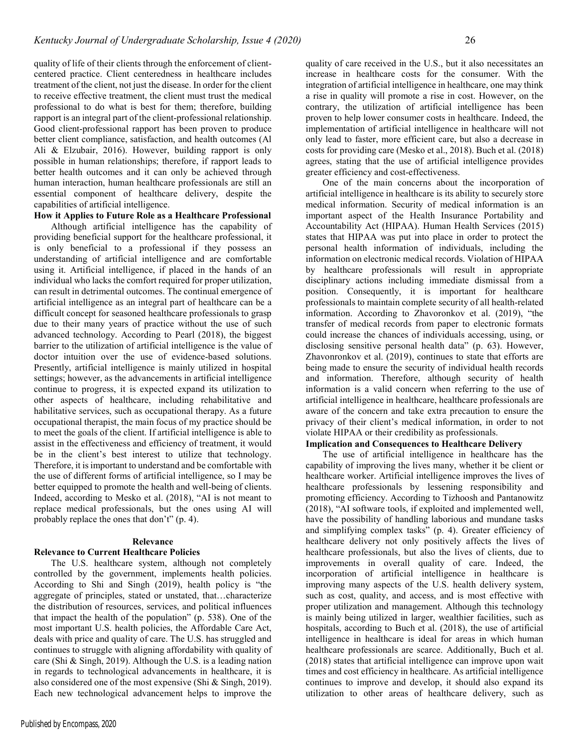quality of life of their clients through the enforcement of client-centered practice. Client centeredness in healthcare includes treatment of the client, not just the disease. In order for the client to receive effective treatment, the client must trust the medical professional to do what is best for them; therefore, building rapport is an integral part of the client-professional relationship. Good client-professional rapport has been proven to produce better client compliance, satisfaction, and health outcomes (Al Ali & Elzubair, 2016). However, building rapport is only possible in human relationships; therefore, if rapport leads to better health outcomes and it can only be achieved through human interaction, human healthcare professionals are still an essential component of healthcare delivery, despite the capabilities of artificial intelligence.

**How it Applies to Future Role as a Healthcare Professional**

Although artificial intelligence has the capability of providing beneficial support for the healthcare professional, it is only beneficial to a professional if they possess an understanding of artificial intelligence and are comfortable using it. Artificial intelligence, if placed in the hands of an individual who lacks the comfort required for proper utilization, can result in detrimental outcomes. The continual emergence of artificial intelligence as an integral part of healthcare can be a difficult concept for seasoned healthcare professionals to grasp due to their many years of practice without the use of such advanced technology. According to Pearl (2018), the biggest barrier to the utilization of artificial intelligence is the value of doctor intuition over the use of evidence-based solutions. Presently, artificial intelligence is mainly utilized in hospital settings; however, as the advancements in artificial intelligence continue to progress, it is expected expand its utilization to other aspects of healthcare, including rehabilitative and habilitative services, such as occupational therapy. As a future occupational therapist, the main focus of my practice should be to meet the goals of the client. If artificial intelligence is able to assist in the effectiveness and efficiency of treatment, it would be in the client's best interest to utilize that technology. Therefore, it is important to understand and be comfortable with the use of different forms of artificial intelligence, so I may be better equipped to promote the health and well-being of clients. Indeed, according to Mesko et al. (2018), "AI is not meant to replace medical professionals, but the ones using AI will probably replace the ones that don't" (p. 4).

## Relevance

**Relevance to Current Healthcare Policies**

The U.S. healthcare system, although not completely controlled by the government, implements health policies. According to Shi and Singh (2019), health policy is "the aggregate of principles, stated or unstated, that…characterize the distribution of resources, services, and political influences that impact the health of the population" (p. 538). One of the most important U.S. health policies, the Affordable Care Act, deals with price and quality of care. The U.S. has struggled and continues to struggle with aligning affordability with quality of care (Shi & Singh, 2019). Although the U.S. is a leading nation in regards to technological advancements in healthcare, it is also considered one of the most expensive (Shi & Singh, 2019). Each new technological advancement helps to improve the quality of care received in the U.S., but it also necessitates an increase in healthcare costs for the consumer. With the integration of artificial intelligence in healthcare, one may think a rise in quality will promote a rise in cost. However, on the contrary, the utilization of artificial intelligence has been proven to help lower consumer costs in healthcare. Indeed, the implementation of artificial intelligence in healthcare will not only lead to faster, more efficient care, but also a decrease in costs for providing care (Mesko et al., 2018). Buch et al. (2018) agrees, stating that the use of artificial intelligence provides greater efficiency and cost-effectiveness.

One of the main concerns about the incorporation of artificial intelligence in healthcare is its ability to securely store medical information. Security of medical information is an important aspect of the Health Insurance Portability and Accountability Act (HIPAA). Human Health Services (2015) states that HIPAA was put into place in order to protect the personal health information of individuals, including the information on electronic medical records. Violation of HIPAA by healthcare professionals will result in appropriate disciplinary actions including immediate dismissal from a position. Consequently, it is important for healthcare professionals to maintain complete security of all health-related information. According to Zhavoronkov et al. (2019), "the transfer of medical records from paper to electronic formats could increase the chances of individuals accessing, using, or disclosing sensitive personal health data" (p. 63). However, Zhavonronkov et al. (2019), continues to state that efforts are being made to ensure the security of individual health records and information. Therefore, although security of health information is a valid concern when referring to the use of artificial intelligence in healthcare, healthcare professionals are aware of the concern and take extra precaution to ensure the privacy of their client's medical information, in order to not violate HIPAA or their credibility as professionals.

**Implication and Consequences to Healthcare Delivery**

The use of artificial intelligence in healthcare has the capability of improving the lives many, whether it be client or healthcare worker. Artificial intelligence improves the lives of healthcare professionals by lessening responsibility and promoting efficiency. According to Tizhoosh and Pantanowitz (2018), "AI software tools, if exploited and implemented well, have the possibility of handling laborious and mundane tasks and simplifying complex tasks" (p. 4). Greater efficiency of healthcare delivery not only positively affects the lives of healthcare professionals, but also the lives of clients, due to improvements in overall quality of care. Indeed, the incorporation of artificial intelligence in healthcare is improving many aspects of the U.S. health delivery system, such as cost, quality, and access, and is most effective with proper utilization and management. Although this technology is mainly being utilized in larger, wealthier facilities, such as hospitals, according to Buch et al. (2018), the use of artificial intelligence in healthcare is ideal for areas in which human healthcare professionals are scarce. Additionally, Buch et al. (2018) states that artificial intelligence can improve upon wait times and cost efficiency in healthcare. As artificial intelligence continues to improve and develop, it should also expand its utilization to other areas of healthcare delivery, such as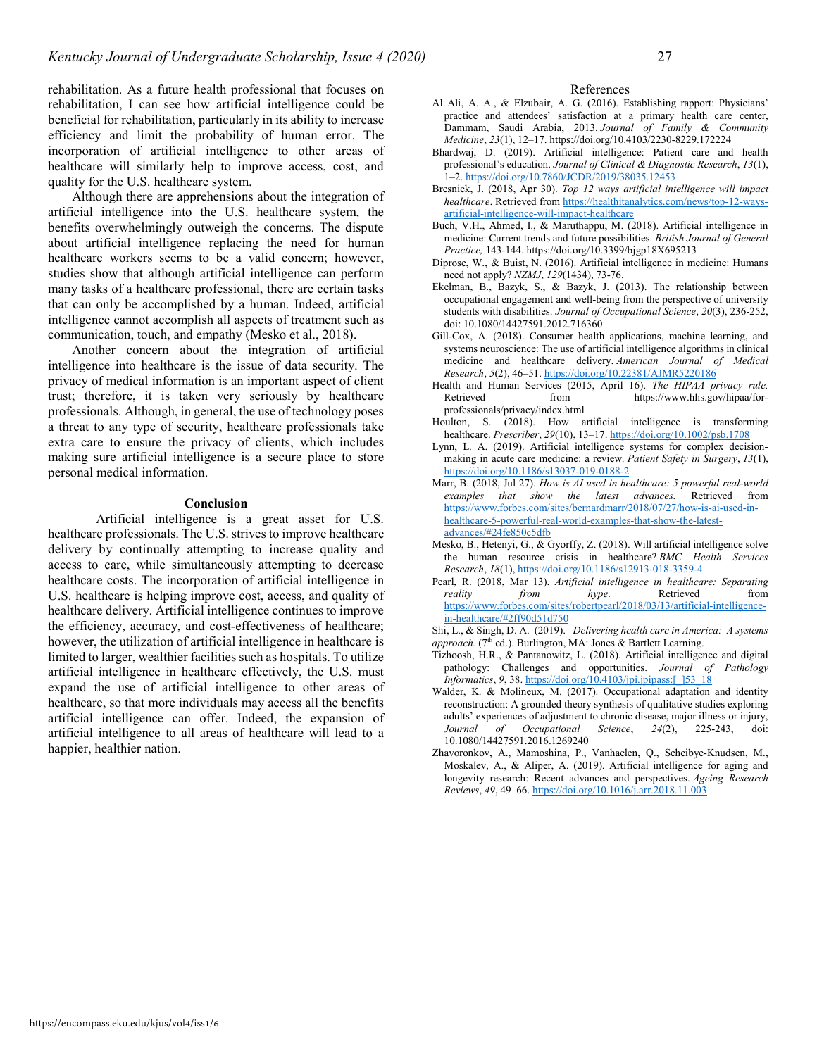rehabilitation. As a future health professional that focuses on rehabilitation, I can see how artificial intelligence could be beneficial for rehabilitation, particularly in its ability to increase efficiency and limit the probability of human error. The incorporation of artificial intelligence to other areas of healthcare will similarly help to improve access, cost, and quality for the U.S. healthcare system.

Although there are apprehensions about the integration of artificial intelligence into the U.S. healthcare system, the benefits overwhelmingly outweigh the concerns. The dispute about artificial intelligence replacing the need for human healthcare workers seems to be a valid concern; however, studies show that although artificial intelligence can perform many tasks of a healthcare professional, there are certain tasks that can only be accomplished by a human. Indeed, artificial intelligence cannot accomplish all aspects of treatment such as communication, touch, and empathy (Mesko et al., 2018).

Another concern about the integration of artificial intelligence into healthcare is the issue of data security. The privacy of medical information is an important aspect of client trust; therefore, it is taken very seriously by healthcare professionals. Although, in general, the use of technology poses a threat to any type of security, healthcare professionals take extra care to ensure the privacy of clients, which includes making sure artificial intelligence is a secure place to store personal medical information.

## Conclusion

Artificial intelligence is a great asset for U.S. healthcare professionals. The U.S. strives to improve healthcare delivery by continually attempting to increase quality and access to care, while simultaneously attempting to decrease healthcare costs. The incorporation of artificial intelligence in U.S. healthcare is helping improve cost, access, and quality of healthcare delivery. Artificial intelligence continues to improve the efficiency, accuracy, and cost-effectiveness of healthcare; however, the utilization of artificial intelligence in healthcare is limited to larger, wealthier facilities such as hospitals. To utilize artificial intelligence in healthcare effectively, the U.S. must expand the use of artificial intelligence to other areas of healthcare, so that more individuals may access all the benefits artificial intelligence can offer. Indeed, the expansion of artificial intelligence to all areas of healthcare will lead to a happier, healthier nation.

## References

Al Ali, A. A., & Elzubair, A. G. (2016). Establishing rapport: Physicians' practice and attendees' satisfaction at a primary health care center, Dammam, Saudi Arabia, 2013. *Journal of Family & Community Medicine*, *23*(1), 12–17. https://doi.org/10.4103/2230-8229.172224

Bhardwaj, D. (2019). Artificial intelligence: Patient care and health professional's education. *Journal of Clinical & Diagnostic Research*, *13*(1), 1–2. https://doi.org/10.7860/JCDR/2019/38035.12453

Bresnick, J. (2018, Apr 30). *Top 12 ways artificial intelligence will impact healthcare*. Retrieved from https://healthitanalytics.com/news/top-12-ways-artificial-intelligence-will-impact-healthcare

Buch, V.H., Ahmed, I., & Maruthappu, M. (2018). Artificial intelligence in medicine: Current trends and future possibilities. *British Journal of General Practice,* 143-144. https://doi.org/10.3399/bjgp18X695213

Diprose, W., & Buist, N. (2016). Artificial intelligence in medicine: Humans need not apply? *NZMJ*, *129*(1434), 73-76.

Ekelman, B., Bazyk, S., & Bazyk, J. (2013). The relationship between occupational engagement and well-being from the perspective of university students with disabilities. *Journal of Occupational Science*, *20*(3), 236-252, doi: 10.1080/14427591.2012.716360

Gill-Cox, A. (2018). Consumer health applications, machine learning, and systems neuroscience: The use of artificial intelligence algorithms in clinical medicine and healthcare delivery. *American Journal of Medical Research*, *5*(2), 46–51. https://doi.org/10.22381/AJMR5220186

Health and Human Services (2015, April 16). *The HIPAA privacy rule.* Retrieved from https://www.hhs.gov/hipaa/for-professionals/privacy/index.html

Houlton, S. (2018). How artificial intelligence is transforming healthcare. *Prescriber*, *29*(10), 13–17. https://doi.org/10.1002/psb.1708

Lynn, L. A. (2019). Artificial intelligence systems for complex decision-making in acute care medicine: a review. *Patient Safety in Surgery*, *13*(1), https://doi.org/10.1186/s13037-019-0188-2

Marr, B. (2018, Jul 27). *How is AI used in healthcare: 5 powerful real-world examples that show the latest advances.* Retrieved from https://www.forbes.com/sites/bernardmarr/2018/07/27/how-is-ai-used-in-healthcare-5-powerful-real-world-examples-that-show-the-latest-advances/#24fe850c5dfb

Mesko, B., Hetenyi, G., & Gyorffy, Z. (2018). Will artificial intelligence solve the human resource crisis in healthcare? *BMC Health Services Research*, *18*(1), https://doi.org/10.1186/s12913-018-3359-4

Pearl, R. (2018, Mar 13). *Artificial intelligence in healthcare: Separating reality from hype*. Retrieved from https://www.forbes.com/sites/robertpearl/2018/03/13/artificial-intelligence-in-healthcare/#2ff90d51d750

Shi, L., & Singh, D. A. (2019). *Delivering health care in America: A systems approach.* (7th ed.). Burlington, MA: Jones & Bartlett Learning.

Tizhoosh, H.R., & Pantanowitz, L. (2018). Artificial intelligence and digital pathology: Challenges and opportunities. *Journal of Pathology Informatics*, *9*, 38. https://doi.org/10.4103/jpi.jpipass:[_]53_18

Walder, K. & Molineux, M. (2017). Occupational adaptation and identity reconstruction: A grounded theory synthesis of qualitative studies exploring adults' experiences of adjustment to chronic disease, major illness or injury, *Journal of Occupational Science*, *24*(2), 225-243, doi: 10.1080/14427591.2016.1269240

Zhavoronkov, A., Mamoshina, P., Vanhaelen, Q., Scheibye-Knudsen, M., Moskalev, A., & Aliper, A. (2019). Artificial intelligence for aging and longevity research: Recent advances and perspectives. *Ageing Research Reviews*, *49*, 49–66. https://doi.org/10.1016/j.arr.2018.11.003